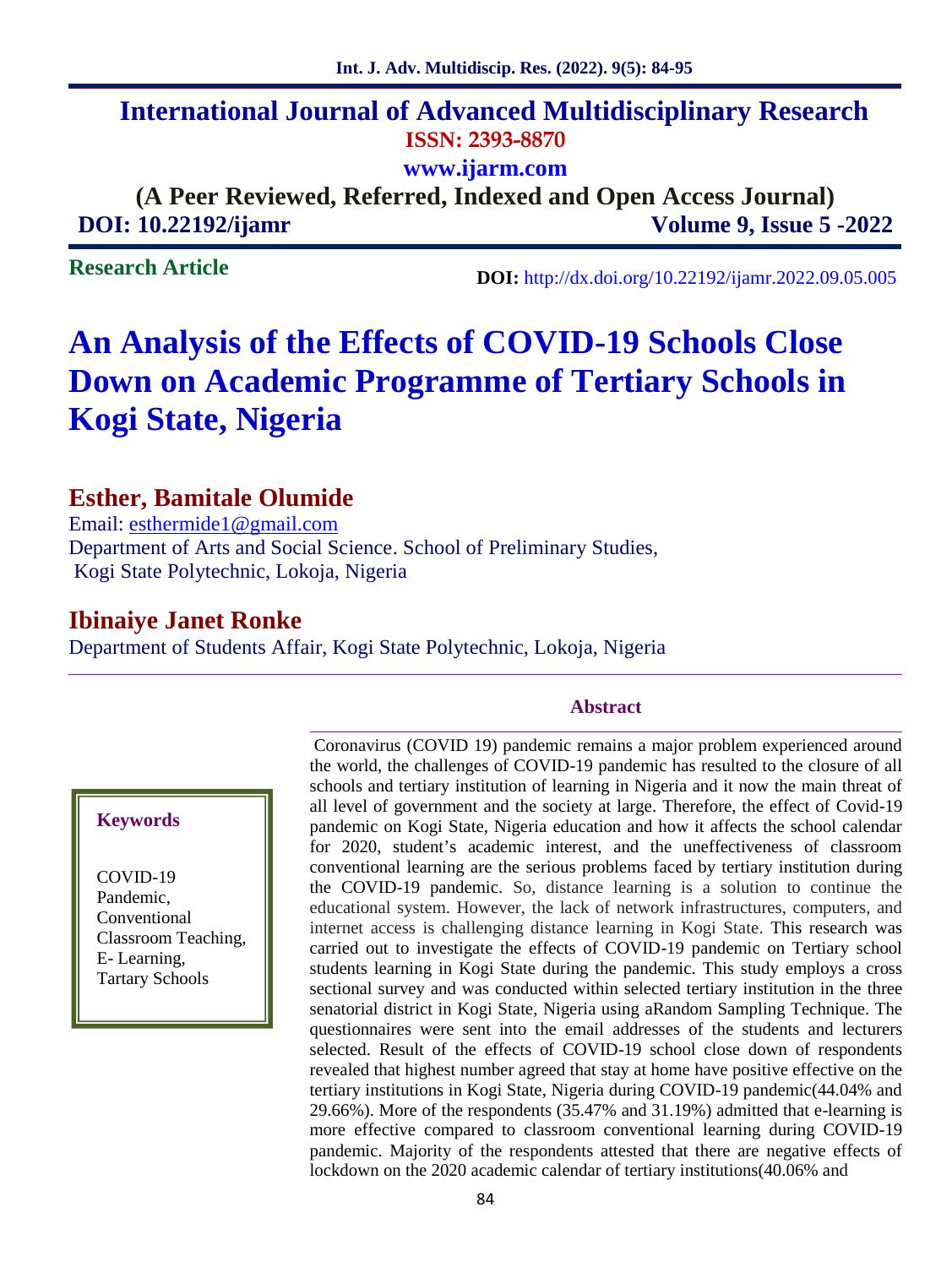# International Journal of Advanced Multidisciplinary Research

**ISSN: 2393-8870**

**www.ijarm.com**

**(A Peer Reviewed, Referred, Indexed and Open Access Journal)**

**DOI: 10.22192/ijamr** **Volume 9, Issue 5 -2022**

**Research Article**

**DOI:** http://dx.doi.org/10.22192/ijamr.2022.09.05.005

# An Analysis of the Effects of COVID-19 Schools Close Down on Academic Programme of Tertiary Schools in Kogi State, Nigeria

## Esther, Bamitale Olumide

Email: esthermide1@gmail.com

Department of Arts and Social Science. School of Preliminary Studies, Kogi State Polytechnic, Lokoja, Nigeria

## Ibinaiye Janet Ronke

Department of Students Affair, Kogi State Polytechnic, Lokoja, Nigeria

### Keywords

COVID-19 Pandemic, Conventional Classroom Teaching, E- Learning, Tartary Schools

### Abstract

Coronavirus (COVID 19) pandemic remains a major problem experienced around the world, the challenges of COVID-19 pandemic has resulted to the closure of all schools and tertiary institution of learning in Nigeria and it now the main threat of all level of government and the society at large. Therefore, the effect of Covid-19 pandemic on Kogi State, Nigeria education and how it affects the school calendar for 2020, student's academic interest, and the uneffectiveness of classroom conventional learning are the serious problems faced by tertiary institution during the COVID-19 pandemic. So, distance learning is a solution to continue the educational system. However, the lack of network infrastructures, computers, and internet access is challenging distance learning in Kogi State. This research was carried out to investigate the effects of COVID-19 pandemic on Tertiary school students learning in Kogi State during the pandemic. This study employs a cross sectional survey and was conducted within selected tertiary institution in the three senatorial district in Kogi State, Nigeria using aRandom Sampling Technique. The questionnaires were sent into the email addresses of the students and lecturers selected. Result of the effects of COVID-19 school close down of respondents revealed that highest number agreed that stay at home have positive effective on the tertiary institutions in Kogi State, Nigeria during COVID-19 pandemic(44.04% and 29.66%). More of the respondents (35.47% and 31.19%) admitted that e-learning is more effective compared to classroom conventional learning during COVID-19 pandemic. Majority of the respondents attested that there are negative effects of lockdown on the 2020 academic calendar of tertiary institutions(40.06% and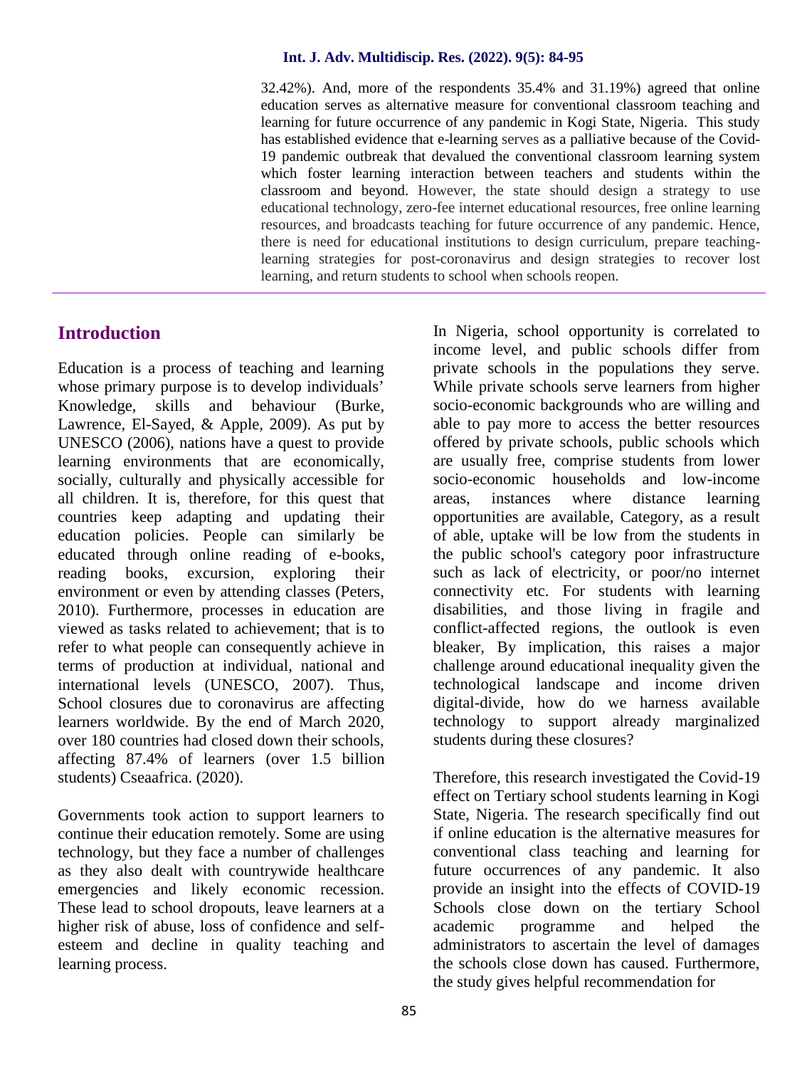32.42%). And, more of the respondents 35.4% and 31.19%) agreed that online education serves as alternative measure for conventional classroom teaching and learning for future occurrence of any pandemic in Kogi State, Nigeria. This study has established evidence that e-learning serves as a palliative because of the Covid-19 pandemic outbreak that devalued the conventional classroom learning system which foster learning interaction between teachers and students within the classroom and beyond. However, the state should design a strategy to use educational technology, zero-fee internet educational resources, free online learning resources, and broadcasts teaching for future occurrence of any pandemic. Hence, there is need for educational institutions to design curriculum, prepare teaching-learning strategies for post-coronavirus and design strategies to recover lost learning, and return students to school when schools reopen.

## Introduction

Education is a process of teaching and learning whose primary purpose is to develop individuals' Knowledge, skills and behaviour (Burke, Lawrence, El-Sayed, & Apple, 2009). As put by UNESCO (2006), nations have a quest to provide learning environments that are economically, socially, culturally and physically accessible for all children. It is, therefore, for this quest that countries keep adapting and updating their education policies. People can similarly be educated through online reading of e-books, reading books, excursion, exploring their environment or even by attending classes (Peters, 2010). Furthermore, processes in education are viewed as tasks related to achievement; that is to refer to what people can consequently achieve in terms of production at individual, national and international levels (UNESCO, 2007). Thus, School closures due to coronavirus are affecting learners worldwide. By the end of March 2020, over 180 countries had closed down their schools, affecting 87.4% of learners (over 1.5 billion students) Cseaafrica. (2020).

Governments took action to support learners to continue their education remotely. Some are using technology, but they face a number of challenges as they also dealt with countrywide healthcare emergencies and likely economic recession. These lead to school dropouts, leave learners at a higher risk of abuse, loss of confidence and self-esteem and decline in quality teaching and learning process.

In Nigeria, school opportunity is correlated to income level, and public schools differ from private schools in the populations they serve. While private schools serve learners from higher socio-economic backgrounds who are willing and able to pay more to access the better resources offered by private schools, public schools which are usually free, comprise students from lower socio-economic households and low-income areas, instances where distance learning opportunities are available, Category, as a result of able, uptake will be low from the students in the public school's category poor infrastructure such as lack of electricity, or poor/no internet connectivity etc. For students with learning disabilities, and those living in fragile and conflict-affected regions, the outlook is even bleaker, By implication, this raises a major challenge around educational inequality given the technological landscape and income driven digital-divide, how do we harness available technology to support already marginalized students during these closures?

Therefore, this research investigated the Covid-19 effect on Tertiary school students learning in Kogi State, Nigeria. The research specifically find out if online education is the alternative measures for conventional class teaching and learning for future occurrences of any pandemic. It also provide an insight into the effects of COVID-19 Schools close down on the tertiary School academic programme and helped the administrators to ascertain the level of damages the schools close down has caused. Furthermore, the study gives helpful recommendation for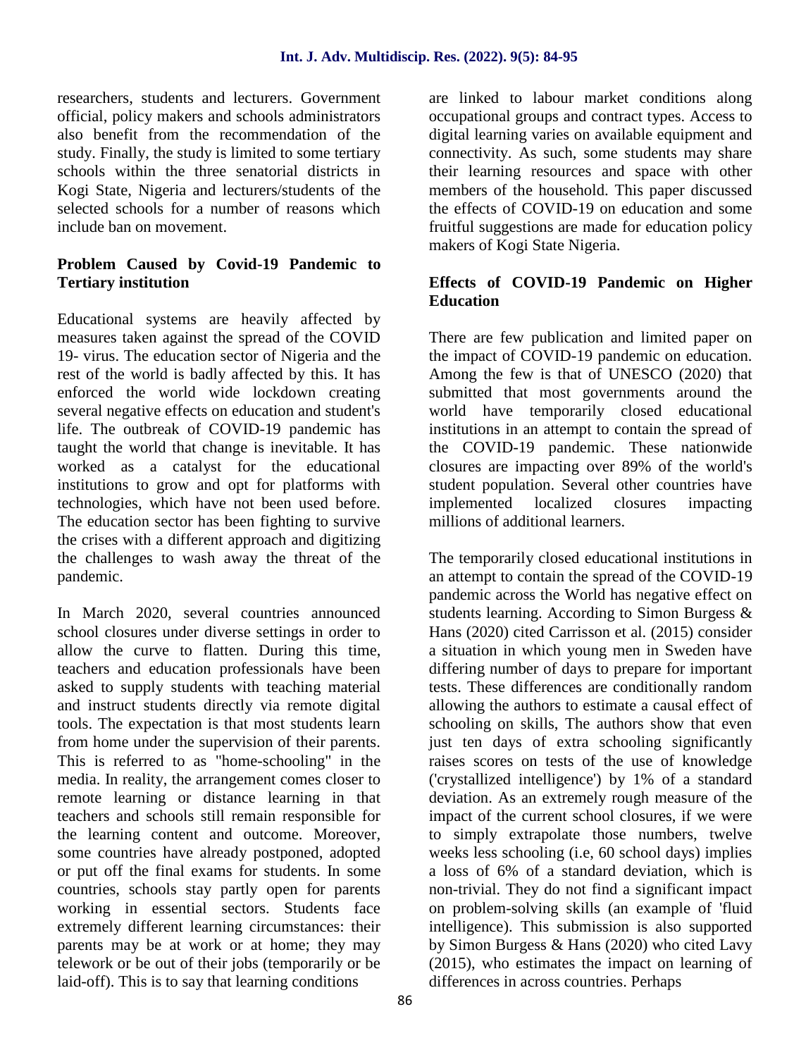researchers, students and lecturers. Government official, policy makers and schools administrators also benefit from the recommendation of the study. Finally, the study is limited to some tertiary schools within the three senatorial districts in Kogi State, Nigeria and lecturers/students of the selected schools for a number of reasons which include ban on movement.

## Problem Caused by Covid-19 Pandemic to Tertiary institution

Educational systems are heavily affected by measures taken against the spread of the COVID 19- virus. The education sector of Nigeria and the rest of the world is badly affected by this. It has enforced the world wide lockdown creating several negative effects on education and student's life. The outbreak of COVID-19 pandemic has taught the world that change is inevitable. It has worked as a catalyst for the educational institutions to grow and opt for platforms with technologies, which have not been used before. The education sector has been fighting to survive the crises with a different approach and digitizing the challenges to wash away the threat of the pandemic.

In March 2020, several countries announced school closures under diverse settings in order to allow the curve to flatten. During this time, teachers and education professionals have been asked to supply students with teaching material and instruct students directly via remote digital tools. The expectation is that most students learn from home under the supervision of their parents. This is referred to as "home-schooling" in the media. In reality, the arrangement comes closer to remote learning or distance learning in that teachers and schools still remain responsible for the learning content and outcome. Moreover, some countries have already postponed, adopted or put off the final exams for students. In some countries, schools stay partly open for parents working in essential sectors. Students face extremely different learning circumstances: their parents may be at work or at home; they may telework or be out of their jobs (temporarily or be laid-off). This is to say that learning conditions are linked to labour market conditions along occupational groups and contract types. Access to digital learning varies on available equipment and connectivity. As such, some students may share their learning resources and space with other members of the household. This paper discussed the effects of COVID-19 on education and some fruitful suggestions are made for education policy makers of Kogi State Nigeria.

## Effects of COVID-19 Pandemic on Higher Education

There are few publication and limited paper on the impact of COVID-19 pandemic on education. Among the few is that of UNESCO (2020) that submitted that most governments around the world have temporarily closed educational institutions in an attempt to contain the spread of the COVID-19 pandemic. These nationwide closures are impacting over 89% of the world's student population. Several other countries have implemented localized closures impacting millions of additional learners.

The temporarily closed educational institutions in an attempt to contain the spread of the COVID-19 pandemic across the World has negative effect on students learning. According to Simon Burgess & Hans (2020) cited Carrisson et al. (2015) consider a situation in which young men in Sweden have differing number of days to prepare for important tests. These differences are conditionally random allowing the authors to estimate a causal effect of schooling on skills, The authors show that even just ten days of extra schooling significantly raises scores on tests of the use of knowledge ('crystallized intelligence') by 1% of a standard deviation. As an extremely rough measure of the impact of the current school closures, if we were to simply extrapolate those numbers, twelve weeks less schooling (i.e, 60 school days) implies a loss of 6% of a standard deviation, which is non-trivial. They do not find a significant impact on problem-solving skills (an example of 'fluid intelligence). This submission is also supported by Simon Burgess & Hans (2020) who cited Lavy (2015), who estimates the impact on learning of differences in across countries. Perhaps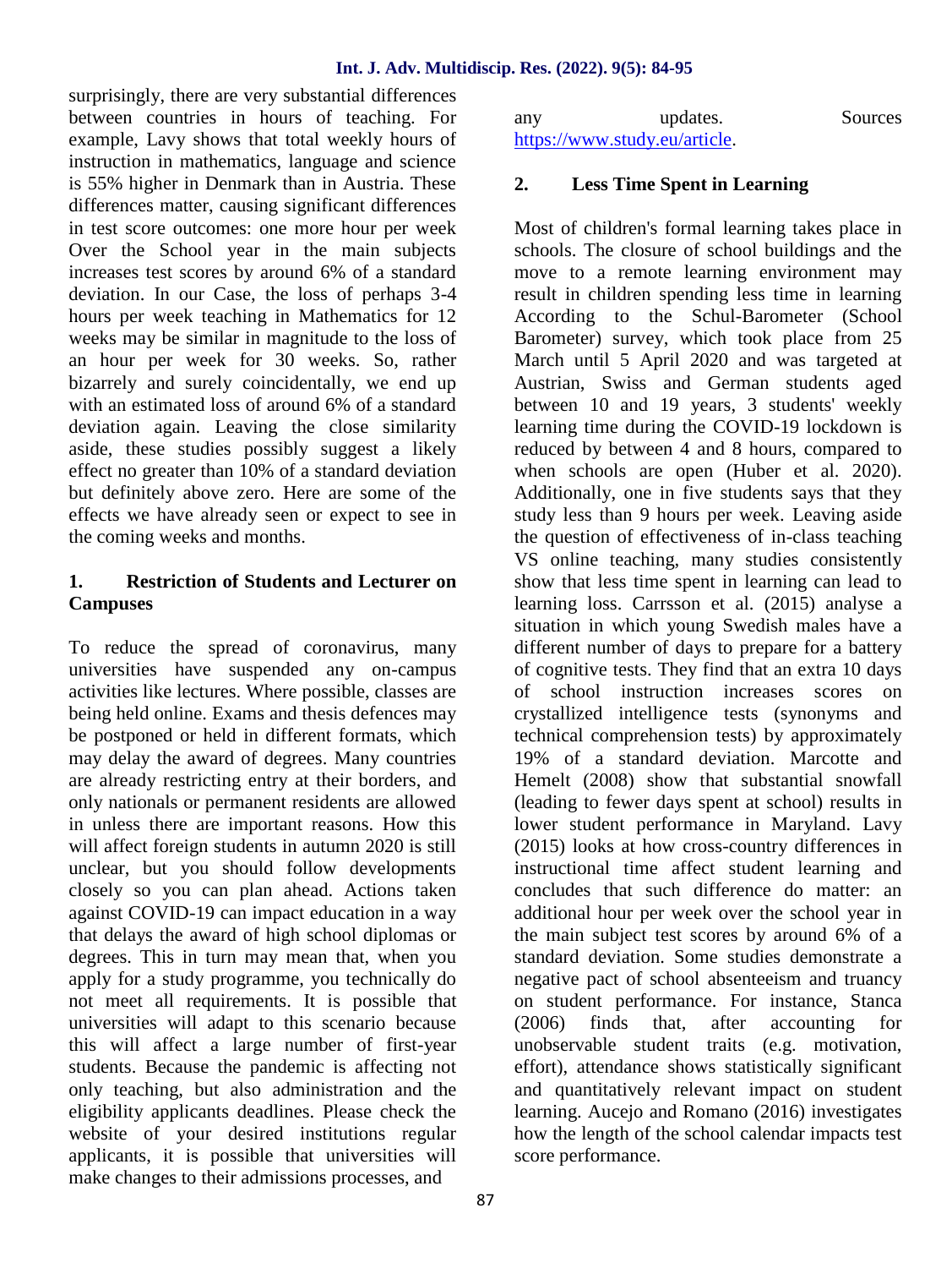surprisingly, there are very substantial differences between countries in hours of teaching. For example, Lavy shows that total weekly hours of instruction in mathematics, language and science is 55% higher in Denmark than in Austria. These differences matter, causing significant differences in test score outcomes: one more hour per week Over the School year in the main subjects increases test scores by around 6% of a standard deviation. In our Case, the loss of perhaps 3-4 hours per week teaching in Mathematics for 12 weeks may be similar in magnitude to the loss of an hour per week for 30 weeks. So, rather bizarrely and surely coincidentally, we end up with an estimated loss of around 6% of a standard deviation again. Leaving the close similarity aside, these studies possibly suggest a likely effect no greater than 10% of a standard deviation but definitely above zero. Here are some of the effects we have already seen or expect to see in the coming weeks and months.

## 1. Restriction of Students and Lecturer on Campuses

To reduce the spread of coronavirus, many universities have suspended any on-campus activities like lectures. Where possible, classes are being held online. Exams and thesis defences may be postponed or held in different formats, which may delay the award of degrees. Many countries are already restricting entry at their borders, and only nationals or permanent residents are allowed in unless there are important reasons. How this will affect foreign students in autumn 2020 is still unclear, but you should follow developments closely so you can plan ahead. Actions taken against COVID-19 can impact education in a way that delays the award of high school diplomas or degrees. This in turn may mean that, when you apply for a study programme, you technically do not meet all requirements. It is possible that universities will adapt to this scenario because this will affect a large number of first-year students. Because the pandemic is affecting not only teaching, but also administration and the eligibility applicants deadlines. Please check the website of your desired institutions regular applicants, it is possible that universities will make changes to their admissions processes, and any updates. Sources https://www.study.eu/article.

## 2. Less Time Spent in Learning

Most of children's formal learning takes place in schools. The closure of school buildings and the move to a remote learning environment may result in children spending less time in learning According to the Schul-Barometer (School Barometer) survey, which took place from 25 March until 5 April 2020 and was targeted at Austrian, Swiss and German students aged between 10 and 19 years, 3 students' weekly learning time during the COVID-19 lockdown is reduced by between 4 and 8 hours, compared to when schools are open (Huber et al. 2020). Additionally, one in five students says that they study less than 9 hours per week. Leaving aside the question of effectiveness of in-class teaching VS online teaching, many studies consistently show that less time spent in learning can lead to learning loss. Carrsson et al. (2015) analyse a situation in which young Swedish males have a different number of days to prepare for a battery of cognitive tests. They find that an extra 10 days of school instruction increases scores on crystallized intelligence tests (synonyms and technical comprehension tests) by approximately 19% of a standard deviation. Marcotte and Hemelt (2008) show that substantial snowfall (leading to fewer days spent at school) results in lower student performance in Maryland. Lavy (2015) looks at how cross-country differences in instructional time affect student learning and concludes that such difference do matter: an additional hour per week over the school year in the main subject test scores by around 6% of a standard deviation. Some studies demonstrate a negative pact of school absenteeism and truancy on student performance. For instance, Stanca (2006) finds that, after accounting for unobservable student traits (e.g. motivation, effort), attendance shows statistically significant and quantitatively relevant impact on student learning. Aucejo and Romano (2016) investigates how the length of the school calendar impacts test score performance.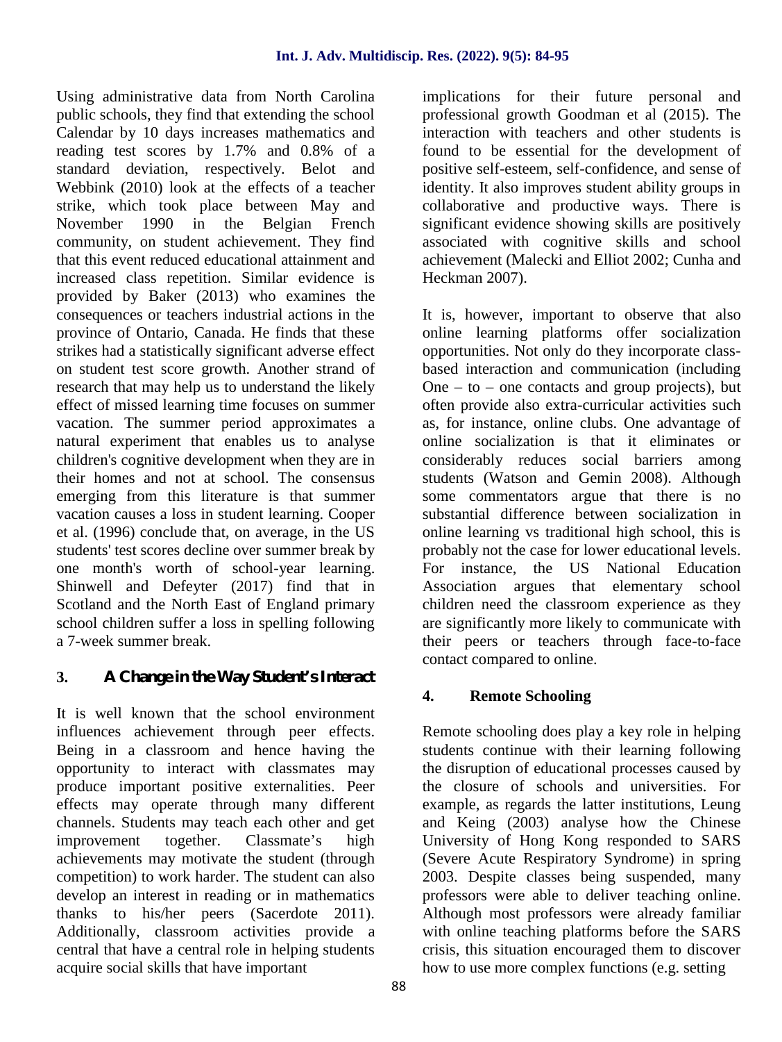Using administrative data from North Carolina public schools, they find that extending the school Calendar by 10 days increases mathematics and reading test scores by 1.7% and 0.8% of a standard deviation, respectively. Belot and Webbink (2010) look at the effects of a teacher strike, which took place between May and November 1990 in the Belgian French community, on student achievement. They find that this event reduced educational attainment and increased class repetition. Similar evidence is provided by Baker (2013) who examines the consequences or teachers industrial actions in the province of Ontario, Canada. He finds that these strikes had a statistically significant adverse effect on student test score growth. Another strand of research that may help us to understand the likely effect of missed learning time focuses on summer vacation. The summer period approximates a natural experiment that enables us to analyse children's cognitive development when they are in their homes and not at school. The consensus emerging from this literature is that summer vacation causes a loss in student learning. Cooper et al. (1996) conclude that, on average, in the US students' test scores decline over summer break by one month's worth of school-year learning. Shinwell and Defeyter (2017) find that in Scotland and the North East of England primary school children suffer a loss in spelling following a 7-week summer break.

## 3. A Change in the Way Student's Interact

It is well known that the school environment influences achievement through peer effects. Being in a classroom and hence having the opportunity to interact with classmates may produce important positive externalities. Peer effects may operate through many different channels. Students may teach each other and get improvement together. Classmate's high achievements may motivate the student (through competition) to work harder. The student can also develop an interest in reading or in mathematics thanks to his/her peers (Sacerdote 2011). Additionally, classroom activities provide a central that have a central role in helping students acquire social skills that have important implications for their future personal and professional growth Goodman et al (2015). The interaction with teachers and other students is found to be essential for the development of positive self-esteem, self-confidence, and sense of identity. It also improves student ability groups in collaborative and productive ways. There is significant evidence showing skills are positively associated with cognitive skills and school achievement (Malecki and Elliot 2002; Cunha and Heckman 2007).

It is, however, important to observe that also online learning platforms offer socialization opportunities. Not only do they incorporate class-based interaction and communication (including One – to – one contacts and group projects), but often provide also extra-curricular activities such as, for instance, online clubs. One advantage of online socialization is that it eliminates or considerably reduces social barriers among students (Watson and Gemin 2008). Although some commentators argue that there is no substantial difference between socialization in online learning vs traditional high school, this is probably not the case for lower educational levels. For instance, the US National Education Association argues that elementary school children need the classroom experience as they are significantly more likely to communicate with their peers or teachers through face-to-face contact compared to online.

## 4. Remote Schooling

Remote schooling does play a key role in helping students continue with their learning following the disruption of educational processes caused by the closure of schools and universities. For example, as regards the latter institutions, Leung and Keing (2003) analyse how the Chinese University of Hong Kong responded to SARS (Severe Acute Respiratory Syndrome) in spring 2003. Despite classes being suspended, many professors were able to deliver teaching online. Although most professors were already familiar with online teaching platforms before the SARS crisis, this situation encouraged them to discover how to use more complex functions (e.g. setting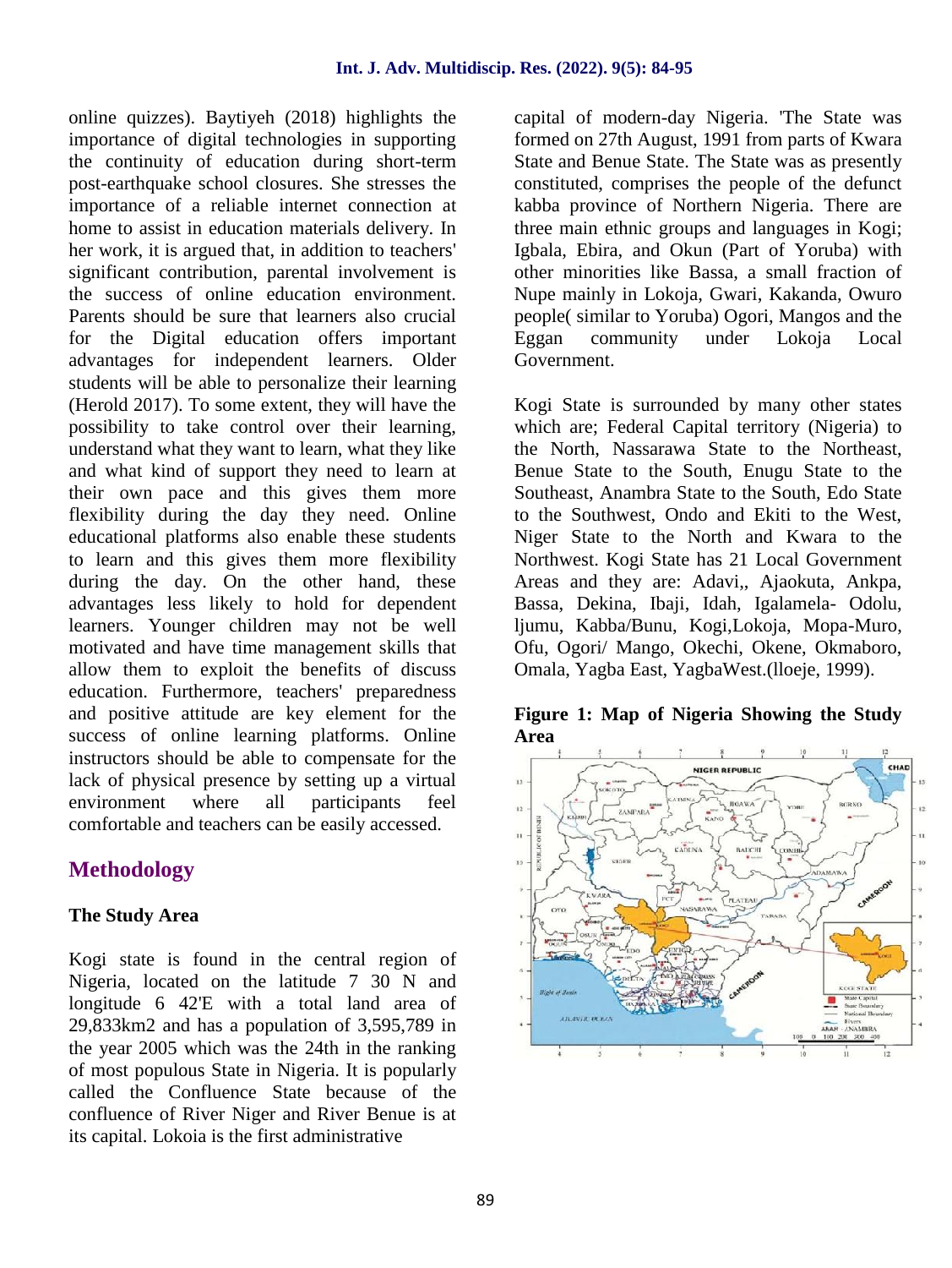online quizzes). Baytiyeh (2018) highlights the importance of digital technologies in supporting the continuity of education during short-term post-earthquake school closures. She stresses the importance of a reliable internet connection at home to assist in education materials delivery. In her work, it is argued that, in addition to teachers' significant contribution, parental involvement is the success of online education environment. Parents should be sure that learners also crucial for the Digital education offers important advantages for independent learners. Older students will be able to personalize their learning (Herold 2017). To some extent, they will have the possibility to take control over their learning, understand what they want to learn, what they like and what kind of support they need to learn at their own pace and this gives them more flexibility during the day they need. Online educational platforms also enable these students to learn and this gives them more flexibility during the day. On the other hand, these advantages less likely to hold for dependent learners. Younger children may not be well motivated and have time management skills that allow them to exploit the benefits of discuss education. Furthermore, teachers' preparedness and positive attitude are key element for the success of online learning platforms. Online instructors should be able to compensate for the lack of physical presence by setting up a virtual environment where all participants feel comfortable and teachers can be easily accessed.

## Methodology

### The Study Area

Kogi state is found in the central region of Nigeria, located on the latitude 7 30 N and longitude 6 42'E with a total land area of 29,833km2 and has a population of 3,595,789 in the year 2005 which was the 24th in the ranking of most populous State in Nigeria. It is popularly called the Confluence State because of the confluence of River Niger and River Benue is at its capital. Lokoia is the first administrative capital of modern-day Nigeria. 'The State was formed on 27th August, 1991 from parts of Kwara State and Benue State. The State was as presently constituted, comprises the people of the defunct kabba province of Northern Nigeria. There are three main ethnic groups and languages in Kogi; Igbala, Ebira, and Okun (Part of Yoruba) with other minorities like Bassa, a small fraction of Nupe mainly in Lokoja, Gwari, Kakanda, Owuro people( similar to Yoruba) Ogori, Mangos and the Eggan community under Lokoja Local Government.

Kogi State is surrounded by many other states which are; Federal Capital territory (Nigeria) to the North, Nassarawa State to the Northeast, Benue State to the South, Enugu State to the Southeast, Anambra State to the South, Edo State to the Southwest, Ondo and Ekiti to the West, Niger State to the North and Kwara to the Northwest. Kogi State has 21 Local Government Areas and they are: Adavi,, Ajaokuta, Ankpa, Bassa, Dekina, Ibaji, Idah, Igalamela- Odolu, ljumu, Kabba/Bunu, Kogi,Lokoja, Mopa-Muro, Ofu, Ogori/ Mango, Okechi, Okene, Okmaboro, Omala, Yagba East, YagbaWest.(lloeje, 1999).

**Figure 1: Map of Nigeria Showing the Study Area**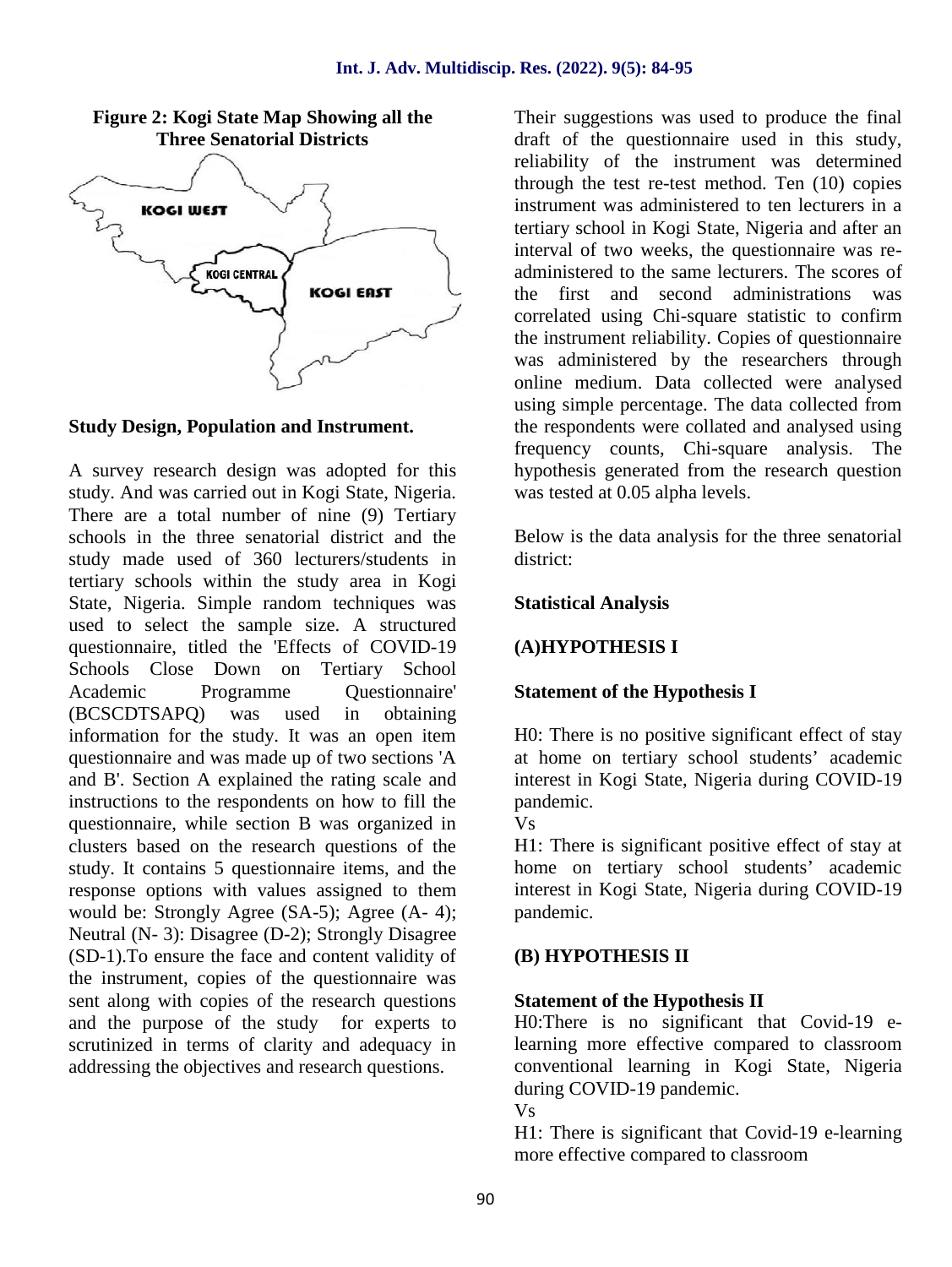**Figure 2: Kogi State Map Showing all the Three Senatorial Districts**

KOGI WEST

KOGI CENTRAL

KOGI EAST

**Study Design, Population and Instrument.**

A survey research design was adopted for this study. And was carried out in Kogi State, Nigeria. There are a total number of nine (9) Tertiary schools in the three senatorial district and the study made used of 360 lecturers/students in tertiary schools within the study area in Kogi State, Nigeria. Simple random techniques was used to select the sample size. A structured questionnaire, titled the 'Effects of COVID-19 Schools Close Down on Tertiary School Academic Programme Questionnaire' (BCSCDTSAPQ) was used in obtaining information for the study. It was an open item questionnaire and was made up of two sections 'A and B'. Section A explained the rating scale and instructions to the respondents on how to fill the questionnaire, while section B was organized in clusters based on the research questions of the study. It contains 5 questionnaire items, and the response options with values assigned to them would be: Strongly Agree (SA-5); Agree (A- 4); Neutral (N- 3): Disagree (D-2); Strongly Disagree (SD-1).To ensure the face and content validity of the instrument, copies of the questionnaire was sent along with copies of the research questions and the purpose of the study for experts to scrutinized in terms of clarity and adequacy in addressing the objectives and research questions. Their suggestions was used to produce the final draft of the questionnaire used in this study, reliability of the instrument was determined through the test re-test method. Ten (10) copies instrument was administered to ten lecturers in a tertiary school in Kogi State, Nigeria and after an interval of two weeks, the questionnaire was re-administered to the same lecturers. The scores of the first and second administrations was correlated using Chi-square statistic to confirm the instrument reliability. Copies of questionnaire was administered by the researchers through online medium. Data collected were analysed using simple percentage. The data collected from the respondents were collated and analysed using frequency counts, Chi-square analysis. The hypothesis generated from the research question was tested at 0.05 alpha levels.

Below is the data analysis for the three senatorial district:

**Statistical Analysis**

**(A)HYPOTHESIS I**

**Statement of the Hypothesis I**

H0: There is no positive significant effect of stay at home on tertiary school students' academic interest in Kogi State, Nigeria during COVID-19 pandemic.

Vs

H1: There is significant positive effect of stay at home on tertiary school students' academic interest in Kogi State, Nigeria during COVID-19 pandemic.

**(B) HYPOTHESIS II**

**Statement of the Hypothesis II**

H0:There is no significant that Covid-19 e-learning more effective compared to classroom conventional learning in Kogi State, Nigeria during COVID-19 pandemic.

Vs

H1: There is significant that Covid-19 e-learning more effective compared to classroom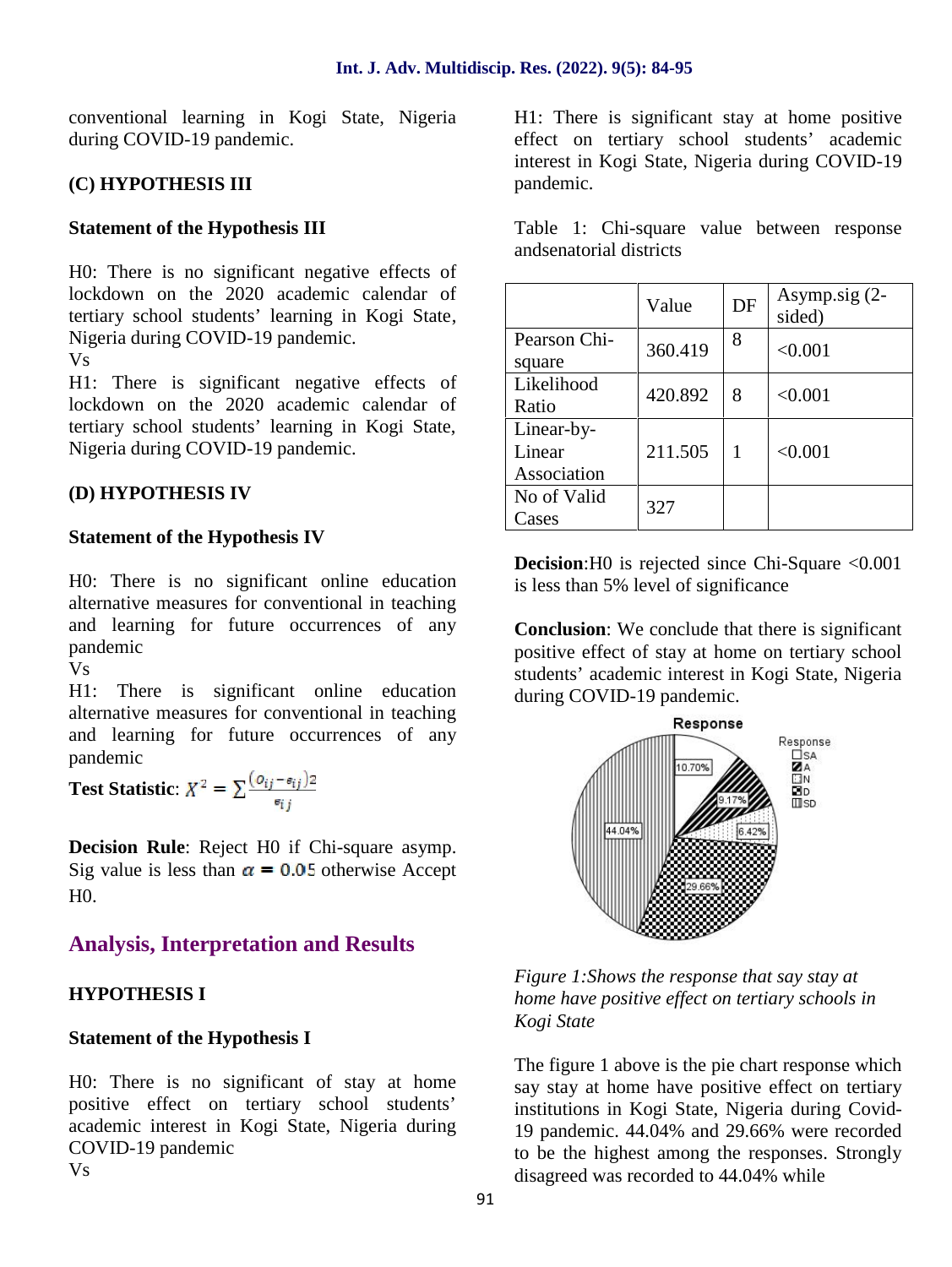conventional learning in Kogi State, Nigeria during COVID-19 pandemic.

### (C) HYPOTHESIS III

**Statement of the Hypothesis III**

H0: There is no significant negative effects of lockdown on the 2020 academic calendar of tertiary school students' learning in Kogi State, Nigeria during COVID-19 pandemic.

Vs

H1: There is significant negative effects of lockdown on the 2020 academic calendar of tertiary school students' learning in Kogi State, Nigeria during COVID-19 pandemic.

### (D) HYPOTHESIS IV

**Statement of the Hypothesis IV**

H0: There is no significant online education alternative measures for conventional in teaching and learning for future occurrences of any pandemic

Vs

H1: There is significant online education alternative measures for conventional in teaching and learning for future occurrences of any pandemic

**Test Statistic**: $X^2 = \sum \frac{(O_{ij} - e_{ij})2}{e_{ij}}$

**Decision Rule**: Reject H0 if Chi-square asymp. Sig value is less than $\alpha = 0.05$ otherwise Accept H0.

## Analysis, Interpretation and Results

### HYPOTHESIS I

**Statement of the Hypothesis I**

H0: There is no significant of stay at home positive effect on tertiary school students' academic interest in Kogi State, Nigeria during COVID-19 pandemic

Vs

H1: There is significant stay at home positive effect on tertiary school students' academic interest in Kogi State, Nigeria during COVID-19 pandemic.

Table 1: Chi-square value between response andsenatorial districts

| | Value | DF | Asymp.sig (2-sided) |
|---|---|---|---|
| Pearson Chi-square | 360.419 | 8 | <0.001 |
| Likelihood Ratio | 420.892 | 8 | <0.001 |
| Linear-by-Linear Association | 211.505 | 1 | <0.001 |
| No of Valid Cases | 327 | | |

**Decision**:H0 is rejected since Chi-Square <0.001 is less than 5% level of significance

**Conclusion**: We conclude that there is significant positive effect of stay at home on tertiary school students' academic interest in Kogi State, Nigeria during COVID-19 pandemic.

Response

Response
SA
A
N
D
SD

10.70%
9.17%
6.42%
29.66%
44.04%

*Figure 1:Shows the response that say stay at home have positive effect on tertiary schools in Kogi State*

The figure 1 above is the pie chart response which say stay at home have positive effect on tertiary institutions in Kogi State, Nigeria during Covid-19 pandemic. 44.04% and 29.66% were recorded to be the highest among the responses. Strongly disagreed was recorded to 44.04% while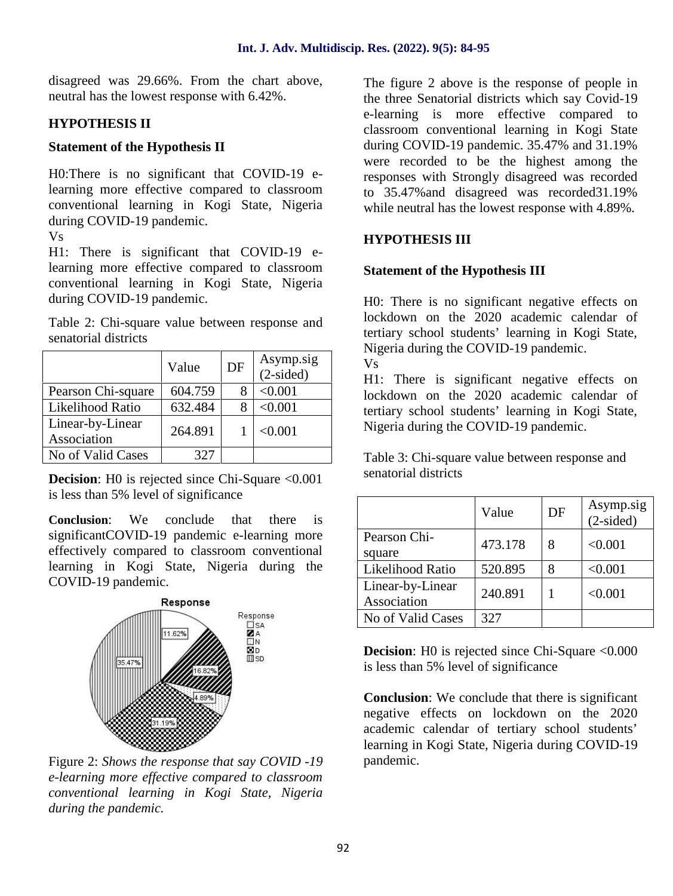disagreed was 29.66%. From the chart above, neutral has the lowest response with 6.42%.

## HYPOTHESIS II

### Statement of the Hypothesis II

H0:There is no significant that COVID-19 e-learning more effective compared to classroom conventional learning in Kogi State, Nigeria during COVID-19 pandemic.

Vs

H1: There is significant that COVID-19 e-learning more effective compared to classroom conventional learning in Kogi State, Nigeria during COVID-19 pandemic.

Table 2: Chi-square value between response and senatorial districts

| | Value | DF | Asymp.sig (2-sided) |
|---|---|---|---|
| Pearson Chi-square | 604.759 | 8 | <0.001 |
| Likelihood Ratio | 632.484 | 8 | <0.001 |
| Linear-by-Linear Association | 264.891 | 1 | <0.001 |
| No of Valid Cases | 327 | | |

**Decision**: H0 is rejected since Chi-Square <0.001 is less than 5% level of significance

**Conclusion**: We conclude that there is significantCOVID-19 pandemic e-learning more effectively compared to classroom conventional learning in Kogi State, Nigeria during the COVID-19 pandemic.

Response

Response
SA
A
N
D
SD

11.62%
16.82%
4.89%
31.19%
35.47%

Figure 2: *Shows the response that say COVID -19 e-learning more effective compared to classroom conventional learning in Kogi State, Nigeria during the pandemic.*

The figure 2 above is the response of people in the three Senatorial districts which say Covid-19 e-learning is more effective compared to classroom conventional learning in Kogi State during COVID-19 pandemic. 35.47% and 31.19% were recorded to be the highest among the responses with Strongly disagreed was recorded to 35.47%and disagreed was recorded31.19% while neutral has the lowest response with 4.89%.

## HYPOTHESIS III

### Statement of the Hypothesis III

H0: There is no significant negative effects on lockdown on the 2020 academic calendar of tertiary school students' learning in Kogi State, Nigeria during the COVID-19 pandemic.

Vs

H1: There is significant negative effects on lockdown on the 2020 academic calendar of tertiary school students' learning in Kogi State, Nigeria during the COVID-19 pandemic.

Table 3: Chi-square value between response and senatorial districts

| | Value | DF | Asymp.sig (2-sided) |
|---|---|---|---|
| Pearson Chi-square | 473.178 | 8 | <0.001 |
| Likelihood Ratio | 520.895 | 8 | <0.001 |
| Linear-by-Linear Association | 240.891 | 1 | <0.001 |
| No of Valid Cases | 327 | | |

**Decision**: H0 is rejected since Chi-Square <0.000 is less than 5% level of significance

**Conclusion**: We conclude that there is significant negative effects on lockdown on the 2020 academic calendar of tertiary school students' learning in Kogi State, Nigeria during COVID-19 pandemic.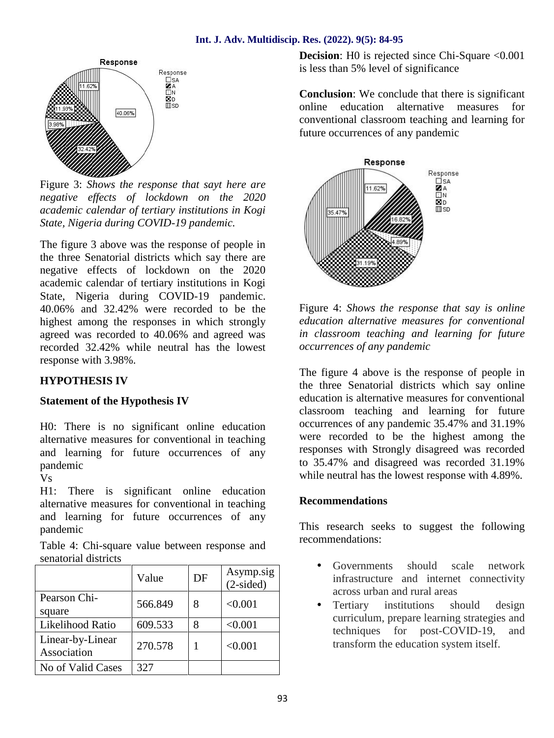Response

Response
SA
A
N
D
SD

11.62%
11.93%
3.98%
40.06%
32.42%

Figure 3: *Shows the response that sayt here are negative effects of lockdown on the 2020 academic calendar of tertiary institutions in Kogi State, Nigeria during COVID-19 pandemic.*

The figure 3 above was the response of people in the three Senatorial districts which say there are negative effects of lockdown on the 2020 academic calendar of tertiary institutions in Kogi State, Nigeria during COVID-19 pandemic. 40.06% and 32.42% were recorded to be the highest among the responses in which strongly agreed was recorded to 40.06% and agreed was recorded 32.42% while neutral has the lowest response with 3.98%.

## HYPOTHESIS IV

### Statement of the Hypothesis IV

H0: There is no significant online education alternative measures for conventional in teaching and learning for future occurrences of any pandemic

Vs

H1: There is significant online education alternative measures for conventional in teaching and learning for future occurrences of any pandemic

Table 4: Chi-square value between response and senatorial districts

| | Value | DF | Asymp.sig (2-sided) |
|---|---|---|---|
| Pearson Chi-square | 566.849 | 8 | <0.001 |
| Likelihood Ratio | 609.533 | 8 | <0.001 |
| Linear-by-Linear Association | 270.578 | 1 | <0.001 |
| No of Valid Cases | 327 | | |

**Decision**: H0 is rejected since Chi-Square <0.001 is less than 5% level of significance

**Conclusion**: We conclude that there is significant online education alternative measures for conventional classroom teaching and learning for future occurrences of any pandemic

Response

Response
SA
A
N
D
SD

11.62%
35.47%
16.82%
4.89%
31.19%

Figure 4: *Shows the response that say is online education alternative measures for conventional in classroom teaching and learning for future occurrences of any pandemic*

The figure 4 above is the response of people in the three Senatorial districts which say online education is alternative measures for conventional classroom teaching and learning for future occurrences of any pandemic 35.47% and 31.19% were recorded to be the highest among the responses with Strongly disagreed was recorded to 35.47% and disagreed was recorded 31.19% while neutral has the lowest response with 4.89%.

### Recommendations

This research seeks to suggest the following recommendations:

- Governments should scale network infrastructure and internet connectivity across urban and rural areas
- Tertiary institutions should design curriculum, prepare learning strategies and techniques for post-COVID-19, and transform the education system itself.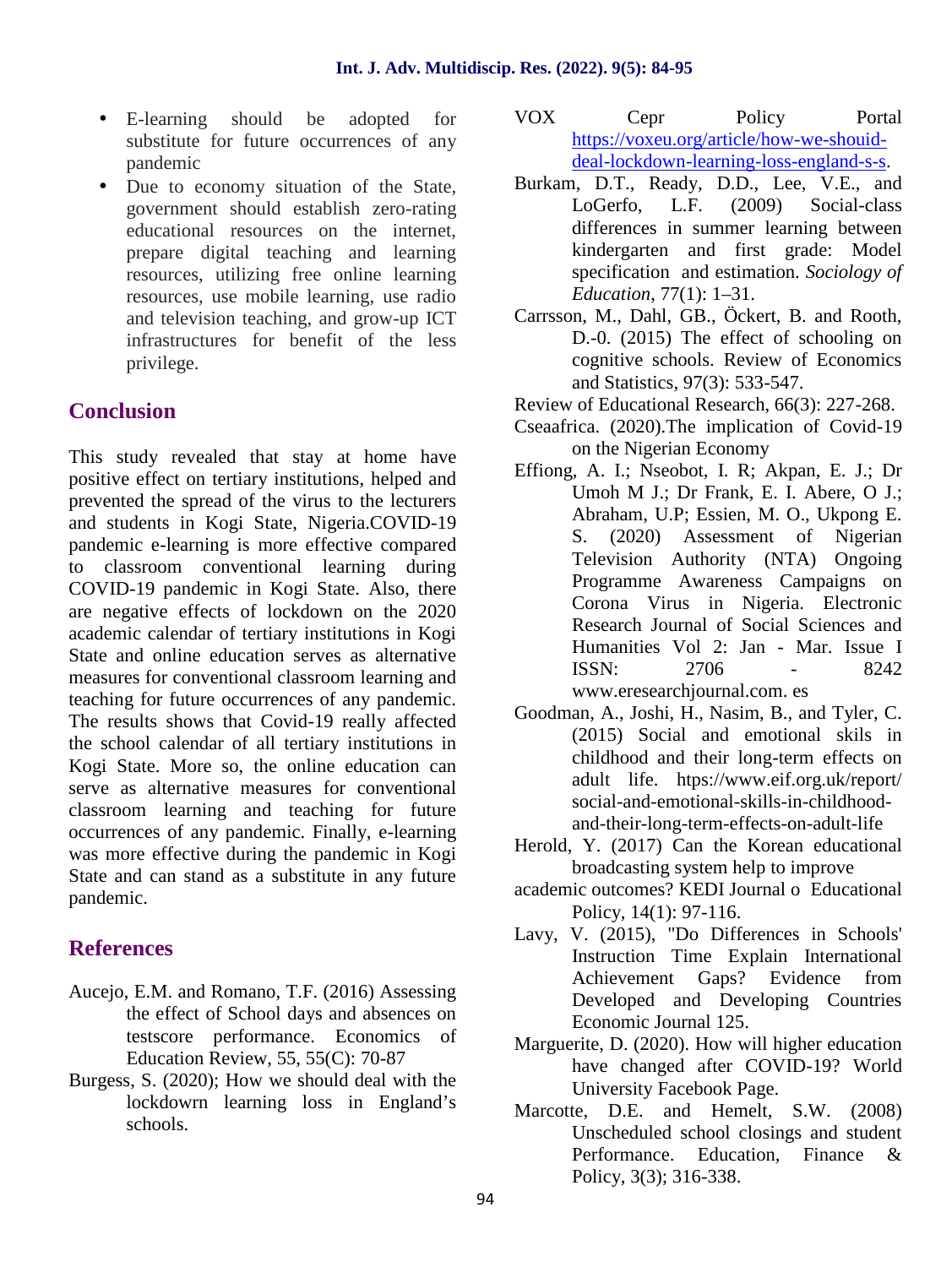- E-learning should be adopted for substitute for future occurrences of any pandemic
- Due to economy situation of the State, government should establish zero-rating educational resources on the internet, prepare digital teaching and learning resources, utilizing free online learning resources, use mobile learning, use radio and television teaching, and grow-up ICT infrastructures for benefit of the less privilege.

## Conclusion

This study revealed that stay at home have positive effect on tertiary institutions, helped and prevented the spread of the virus to the lecturers and students in Kogi State, Nigeria.COVID-19 pandemic e-learning is more effective compared to classroom conventional learning during COVID-19 pandemic in Kogi State. Also, there are negative effects of lockdown on the 2020 academic calendar of tertiary institutions in Kogi State and online education serves as alternative measures for conventional classroom learning and teaching for future occurrences of any pandemic. The results shows that Covid-19 really affected the school calendar of all tertiary institutions in Kogi State. More so, the online education can serve as alternative measures for conventional classroom learning and teaching for future occurrences of any pandemic. Finally, e-learning was more effective during the pandemic in Kogi State and can stand as a substitute in any future pandemic.

## References

Aucejo, E.M. and Romano, T.F. (2016) Assessing the effect of School days and absences on testscore performance. Economics of Education Review, 55, 55(C): 70-87

Burgess, S. (2020); How we should deal with the lockdowrn learning loss in England's schools.

VOX Cepr Policy Portal https://voxeu.org/article/how-we-shouid-deal-lockdown-learning-loss-england-s-s.

Burkam, D.T., Ready, D.D., Lee, V.E., and LoGerfo, L.F. (2009) Social-class differences in summer learning between kindergarten and first grade: Model specification and estimation. *Sociology of Education*, 77(1): 1–31.

Carrsson, M., Dahl, GB., Öckert, B. and Rooth, D.-0. (2015) The effect of schooling on cognitive schools. Review of Economics and Statistics, 97(3): 533-547.

Review of Educational Research, 66(3): 227-268.

Cseaafrica. (2020).The implication of Covid-19 on the Nigerian Economy

Effiong, A. I.; Nseobot, I. R; Akpan, E. J.; Dr Umoh M J.; Dr Frank, E. I. Abere, O J.; Abraham, U.P; Essien, M. O., Ukpong E. S. (2020) Assessment of Nigerian Television Authority (NTA) Ongoing Programme Awareness Campaigns on Corona Virus in Nigeria. Electronic Research Journal of Social Sciences and Humanities Vol 2: Jan - Mar. Issue I ISSN: 2706 - 8242 www.eresearchjournal.com. es

Goodman, A., Joshi, H., Nasim, B., and Tyler, C. (2015) Social and emotional skils in childhood and their long-term effects on adult life. htps://www.eif.org.uk/report/social-and-emotional-skills-in-childhood-and-their-long-term-effects-on-adult-life

Herold, Y. (2017) Can the Korean educational broadcasting system help to improve academic outcomes? KEDI Journal o Educational Policy, 14(1): 97-116.

Lavy, V. (2015), "Do Differences in Schools' Instruction Time Explain International Achievement Gaps? Evidence from Developed and Developing Countries Economic Journal 125.

Marguerite, D. (2020). How will higher education have changed after COVID-19? World University Facebook Page.

Marcotte, D.E. and Hemelt, S.W. (2008) Unscheduled school closings and student Performance. Education, Finance & Policy, 3(3); 316-338.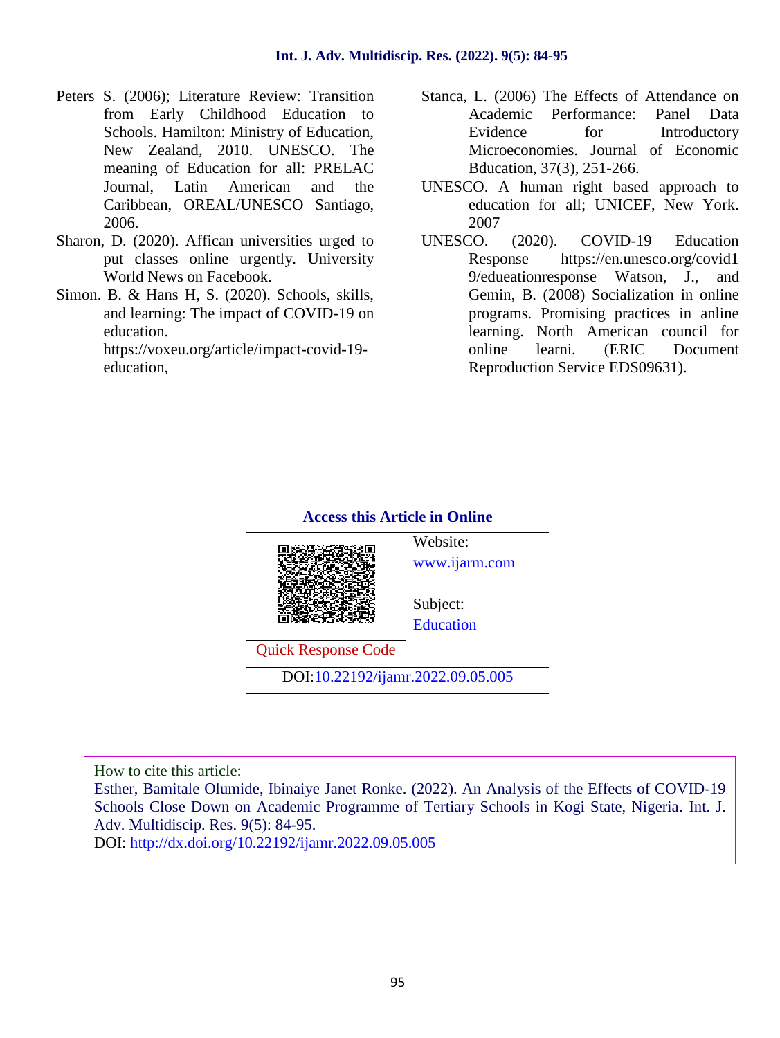Peters S. (2006); Literature Review: Transition from Early Childhood Education to Schools. Hamilton: Ministry of Education, New Zealand, 2010. UNESCO. The meaning of Education for all: PRELAC Journal, Latin American and the Caribbean, OREAL/UNESCO Santiago, 2006.

Sharon, D. (2020). Affican universities urged to put classes online urgently. University World News on Facebook.

Simon. B. & Hans H, S. (2020). Schools, skills, and learning: The impact of COVID-19 on education. https://voxeu.org/article/impact-covid-19-education,

Stanca, L. (2006) The Effects of Attendance on Academic Performance: Panel Data Evidence for Introductory Microeconomies. Journal of Economic Bducation, 37(3), 251-266.

UNESCO. A human right based approach to education for all; UNICEF, New York. 2007

UNESCO. (2020). COVID-19 Education Response https://en.unesco.org/covid19/edueationresponse Watson, J., and Gemin, B. (2008) Socialization in online programs. Promising practices in anline learning. North American council for online learni. (ERIC Document Reproduction Service EDS09631).

| Access this Article in Online | |
|---|---|
| | Website: www.ijarm.com |
| | Subject: Education |
| Quick Response Code | |
| DOI:10.22192/ijamr.2022.09.05.005 | |

How to cite this article:
Esther, Bamitale Olumide, Ibinaiye Janet Ronke. (2022). An Analysis of the Effects of COVID-19 Schools Close Down on Academic Programme of Tertiary Schools in Kogi State, Nigeria. Int. J. Adv. Multidiscip. Res. 9(5): 84-95.
DOI: http://dx.doi.org/10.22192/ijamr.2022.09.05.005